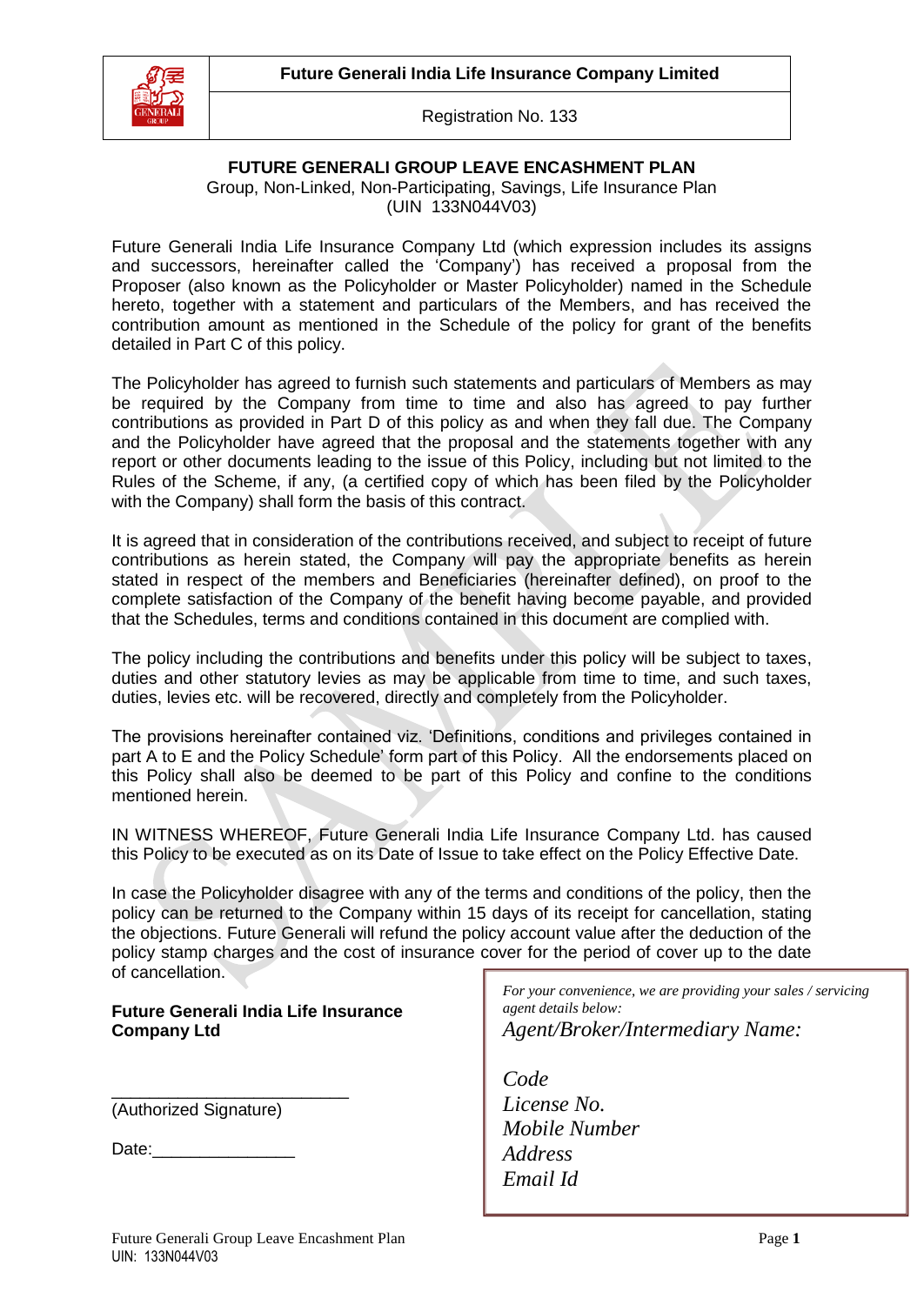**Future Generali India Life Insurance Company Limited**

Registration No. 133

**FUTURE GENERALI GROUP LEAVE ENCASHMENT PLAN**

Group, Non-Linked, Non-Participating, Savings, Life Insurance Plan
(UIN 133N044V03)

Future Generali India Life Insurance Company Ltd (which expression includes its assigns and successors, hereinafter called the 'Company') has received a proposal from the Proposer (also known as the Policyholder or Master Policyholder) named in the Schedule hereto, together with a statement and particulars of the Members, and has received the contribution amount as mentioned in the Schedule of the policy for grant of the benefits detailed in Part C of this policy.

The Policyholder has agreed to furnish such statements and particulars of Members as may be required by the Company from time to time and also has agreed to pay further contributions as provided in Part D of this policy as and when they fall due. The Company and the Policyholder have agreed that the proposal and the statements together with any report or other documents leading to the issue of this Policy, including but not limited to the Rules of the Scheme, if any, (a certified copy of which has been filed by the Policyholder with the Company) shall form the basis of this contract.

It is agreed that in consideration of the contributions received, and subject to receipt of future contributions as herein stated, the Company will pay the appropriate benefits as herein stated in respect of the members and Beneficiaries (hereinafter defined), on proof to the complete satisfaction of the Company of the benefit having become payable, and provided that the Schedules, terms and conditions contained in this document are complied with.

The policy including the contributions and benefits under this policy will be subject to taxes, duties and other statutory levies as may be applicable from time to time, and such taxes, duties, levies etc. will be recovered, directly and completely from the Policyholder.

The provisions hereinafter contained viz. 'Definitions, conditions and privileges contained in part A to E and the Policy Schedule' form part of this Policy. All the endorsements placed on this Policy shall also be deemed to be part of this Policy and confine to the conditions mentioned herein.

IN WITNESS WHEREOF, Future Generali India Life Insurance Company Ltd. has caused this Policy to be executed as on its Date of Issue to take effect on the Policy Effective Date.

In case the Policyholder disagree with any of the terms and conditions of the policy, then the policy can be returned to the Company within 15 days of its receipt for cancellation, stating the objections. Future Generali will refund the policy account value after the deduction of the policy stamp charges and the cost of insurance cover for the period of cover up to the date of cancellation.

**Future Generali India Life Insurance Company Ltd**

_________________________

(Authorized Signature)

Date:_______________

*For your convenience, we are providing your sales / servicing agent details below:*

*Agent/Broker/Intermediary Name:*

*Code*
*License No.*
*Mobile Number*
*Address*
*Email Id*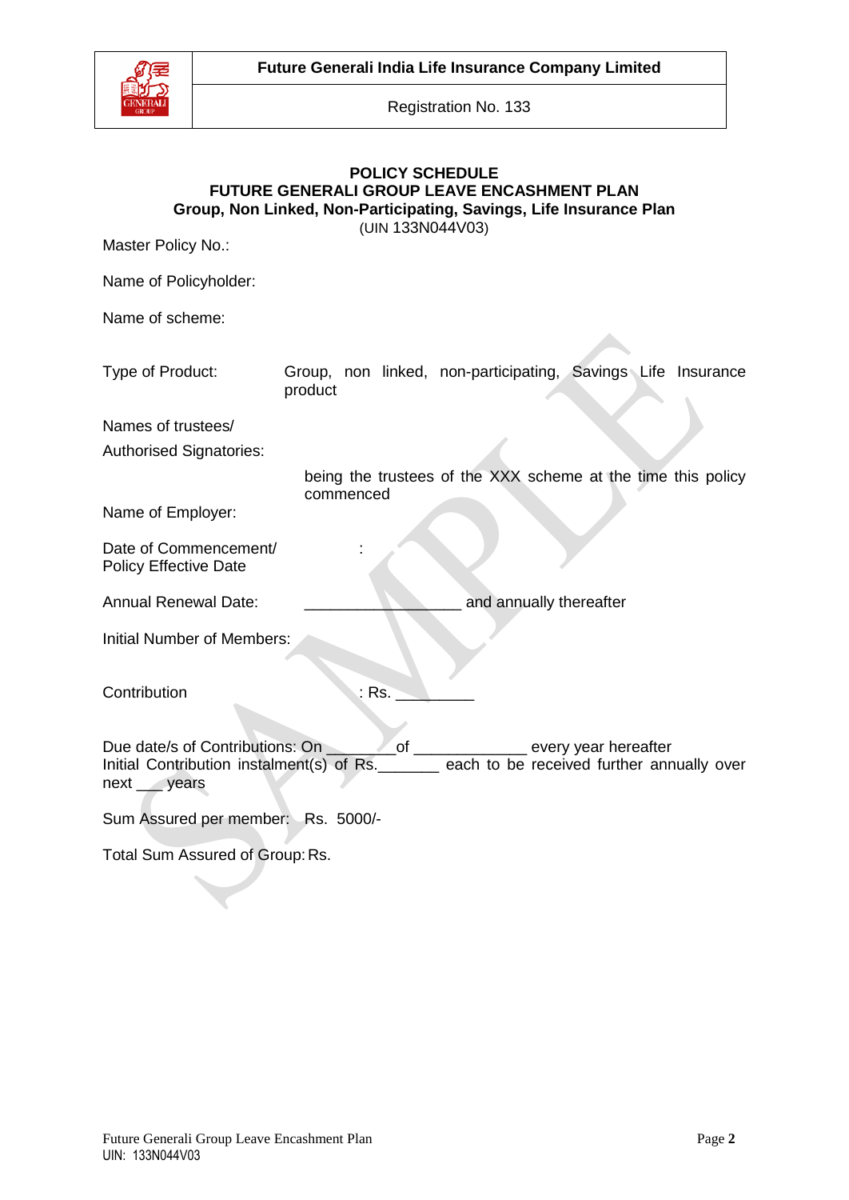**Future Generali India Life Insurance Company Limited**

Registration No. 133

**POLICY SCHEDULE**
**FUTURE GENERALI GROUP LEAVE ENCASHMENT PLAN**
**Group, Non Linked, Non-Participating, Savings, Life Insurance Plan**
(UIN 133N044V03)

Master Policy No.:

Name of Policyholder:

Name of scheme:

Type of Product: Group, non linked, non-participating, Savings Life Insurance product

Names of trustees/
Authorised Signatories:

being the trustees of the XXX scheme at the time this policy commenced

Name of Employer:

Date of Commencement/
Policy Effective Date :

Annual Renewal Date: __________________ and annually thereafter

Initial Number of Members:

Contribution : Rs. _________

Due date/s of Contributions: On ________of _____________ every year hereafter
Initial Contribution instalment(s) of Rs._______ each to be received further annually over next ___ years

Sum Assured per member: Rs. 5000/-

Total Sum Assured of Group: Rs.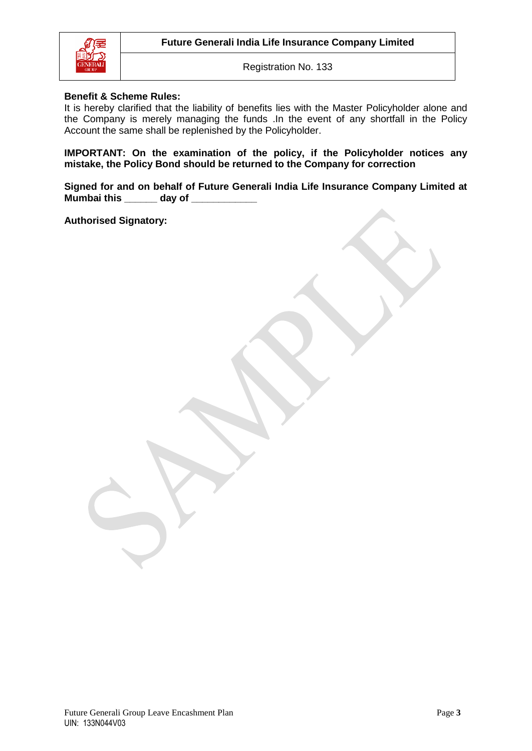**Benefit & Scheme Rules:**
It is hereby clarified that the liability of benefits lies with the Master Policyholder alone and the Company is merely managing the funds .In the event of any shortfall in the Policy Account the same shall be replenished by the Policyholder.

**IMPORTANT: On the examination of the policy, if the Policyholder notices any mistake, the Policy Bond should be returned to the Company for correction**

**Signed for and on behalf of Future Generali India Life Insurance Company Limited at Mumbai this ______ day of ____________**

**Authorised Signatory:**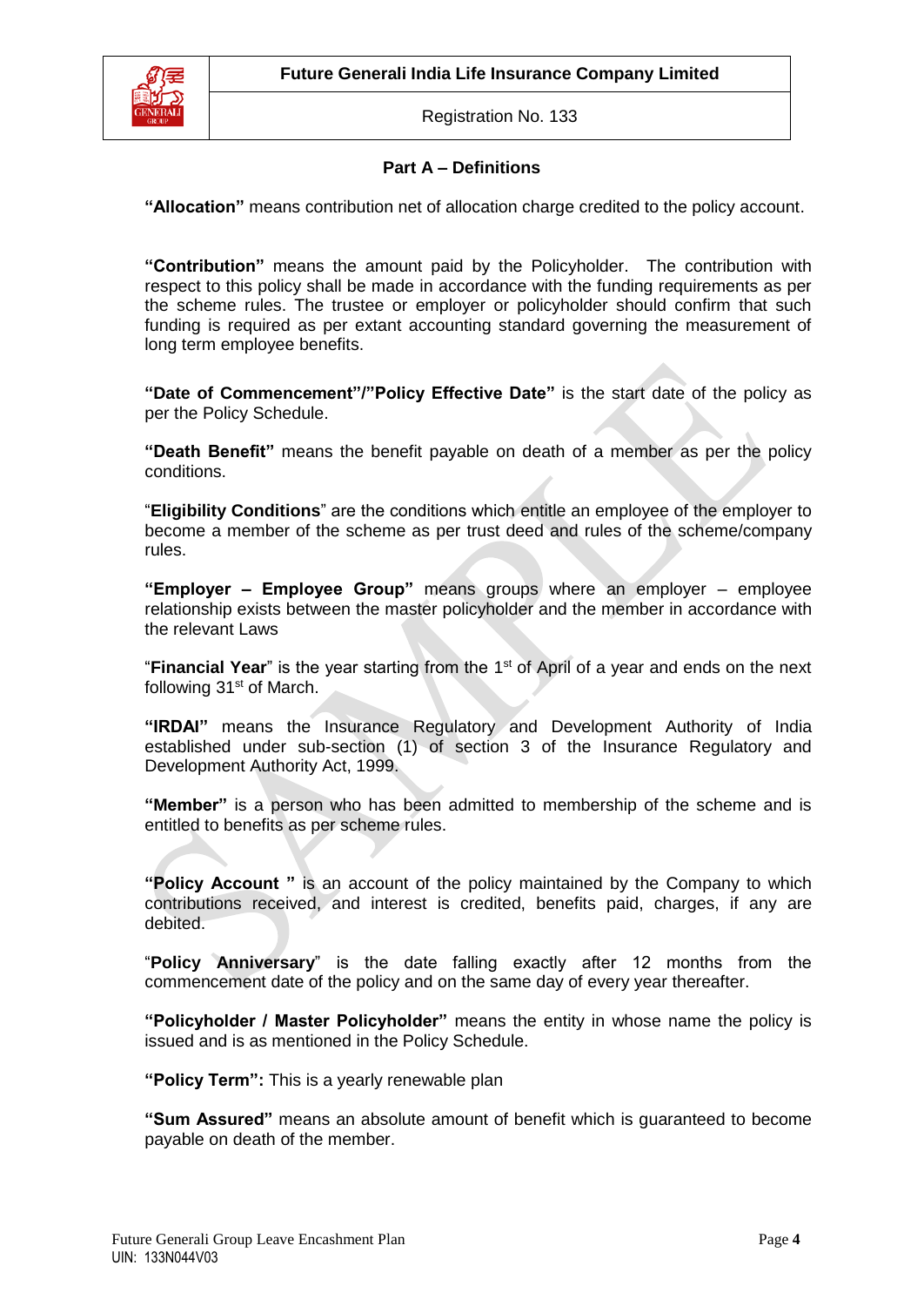## Part A – Definitions

**"Allocation"** means contribution net of allocation charge credited to the policy account.

**"Contribution"** means the amount paid by the Policyholder. The contribution with respect to this policy shall be made in accordance with the funding requirements as per the scheme rules. The trustee or employer or policyholder should confirm that such funding is required as per extant accounting standard governing the measurement of long term employee benefits.

**"Date of Commencement"/"Policy Effective Date"** is the start date of the policy as per the Policy Schedule.

**"Death Benefit"** means the benefit payable on death of a member as per the policy conditions.

"**Eligibility Conditions**" are the conditions which entitle an employee of the employer to become a member of the scheme as per trust deed and rules of the scheme/company rules.

**"Employer – Employee Group"** means groups where an employer – employee relationship exists between the master policyholder and the member in accordance with the relevant Laws

"**Financial Year**" is the year starting from the 1st of April of a year and ends on the next following 31st of March.

**"IRDAI"** means the Insurance Regulatory and Development Authority of India established under sub-section (1) of section 3 of the Insurance Regulatory and Development Authority Act, 1999.

**"Member"** is a person who has been admitted to membership of the scheme and is entitled to benefits as per scheme rules.

**"Policy Account "** is an account of the policy maintained by the Company to which contributions received, and interest is credited, benefits paid, charges, if any are debited.

"**Policy Anniversary**" is the date falling exactly after 12 months from the commencement date of the policy and on the same day of every year thereafter.

**"Policyholder / Master Policyholder"** means the entity in whose name the policy is issued and is as mentioned in the Policy Schedule.

**"Policy Term":** This is a yearly renewable plan

**"Sum Assured"** means an absolute amount of benefit which is guaranteed to become payable on death of the member.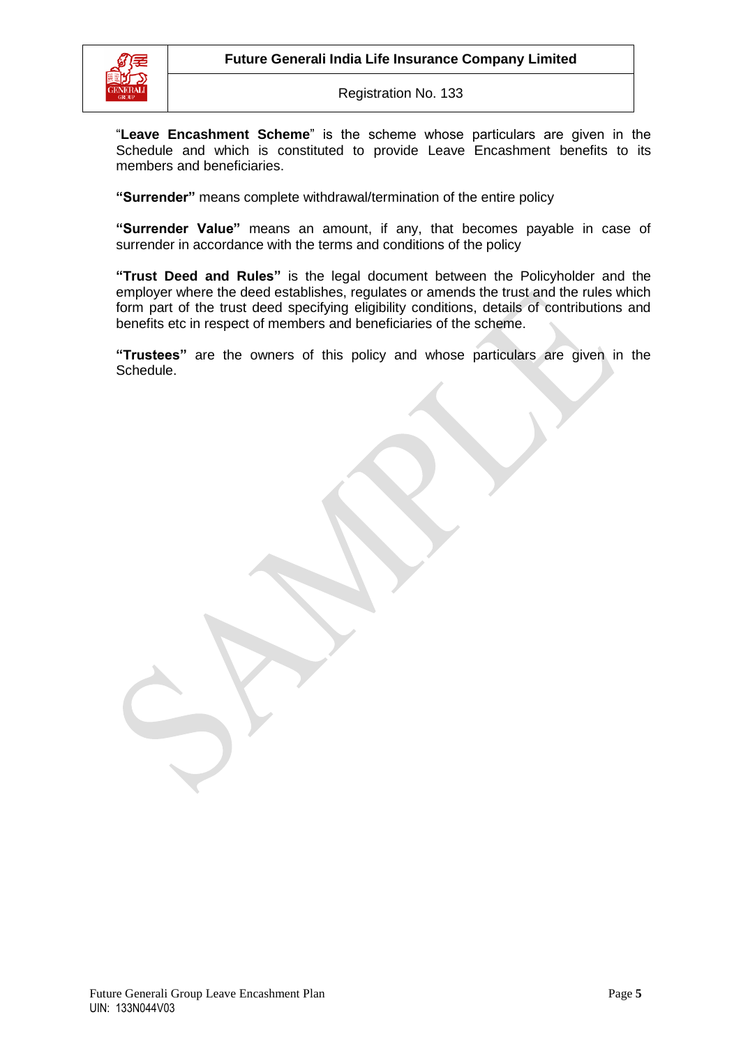“**Leave Encashment Scheme**” is the scheme whose particulars are given in the Schedule and which is constituted to provide Leave Encashment benefits to its members and beneficiaries.

**“Surrender”** means complete withdrawal/termination of the entire policy

**“Surrender Value”** means an amount, if any, that becomes payable in case of surrender in accordance with the terms and conditions of the policy

**“Trust Deed and Rules”** is the legal document between the Policyholder and the employer where the deed establishes, regulates or amends the trust and the rules which form part of the trust deed specifying eligibility conditions, details of contributions and benefits etc in respect of members and beneficiaries of the scheme.

**“Trustees”** are the owners of this policy and whose particulars are given in the Schedule.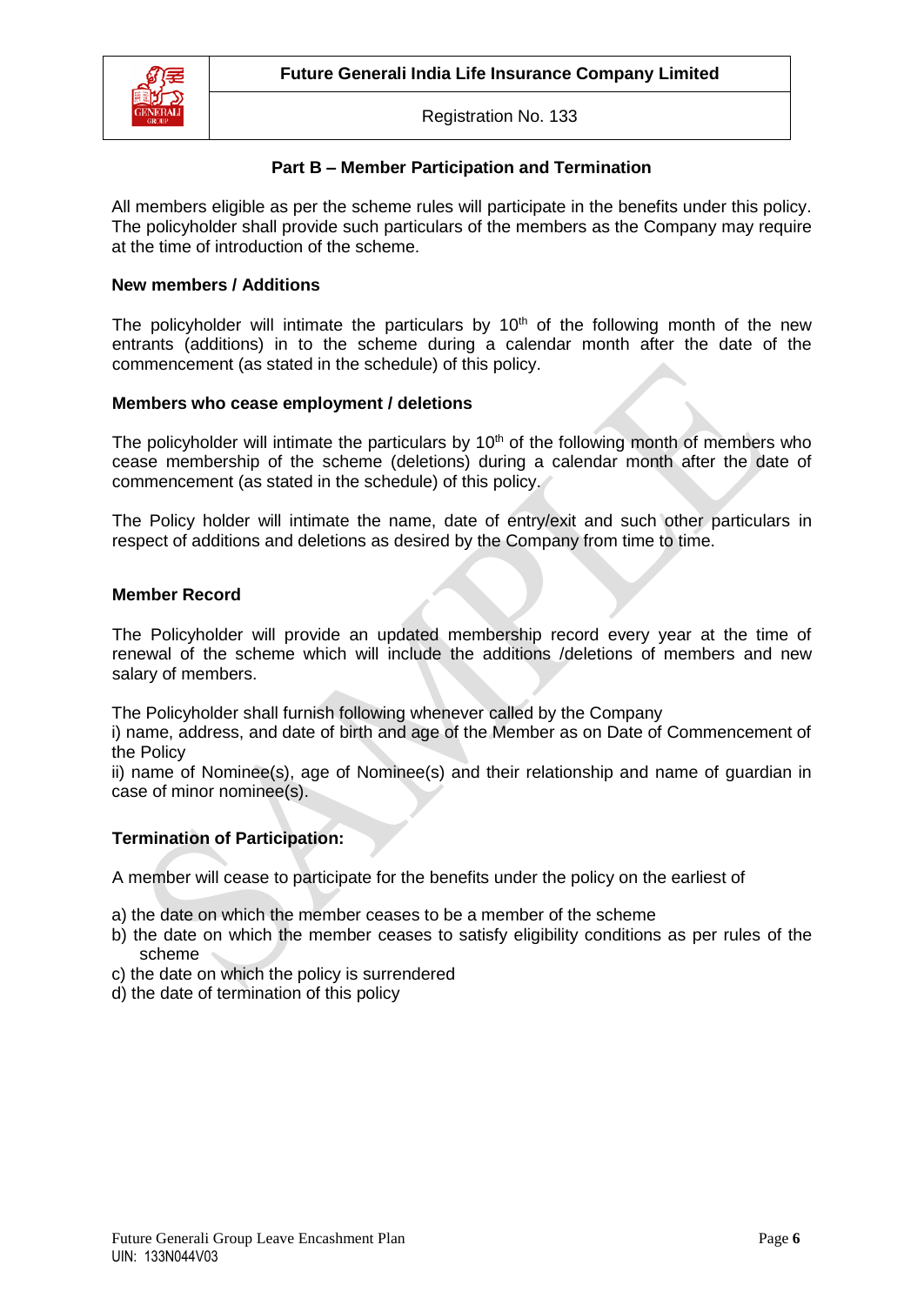## Part B – Member Participation and Termination

All members eligible as per the scheme rules will participate in the benefits under this policy. The policyholder shall provide such particulars of the members as the Company may require at the time of introduction of the scheme.

### New members / Additions

The policyholder will intimate the particulars by 10th of the following month of the new entrants (additions) in to the scheme during a calendar month after the date of the commencement (as stated in the schedule) of this policy.

### Members who cease employment / deletions

The policyholder will intimate the particulars by 10th of the following month of members who cease membership of the scheme (deletions) during a calendar month after the date of commencement (as stated in the schedule) of this policy.

The Policy holder will intimate the name, date of entry/exit and such other particulars in respect of additions and deletions as desired by the Company from time to time.

### Member Record

The Policyholder will provide an updated membership record every year at the time of renewal of the scheme which will include the additions /deletions of members and new salary of members.

The Policyholder shall furnish following whenever called by the Company
i) name, address, and date of birth and age of the Member as on Date of Commencement of the Policy
ii) name of Nominee(s), age of Nominee(s) and their relationship and name of guardian in case of minor nominee(s).

### Termination of Participation:

A member will cease to participate for the benefits under the policy on the earliest of

a) the date on which the member ceases to be a member of the scheme
b) the date on which the member ceases to satisfy eligibility conditions as per rules of the scheme
c) the date on which the policy is surrendered
d) the date of termination of this policy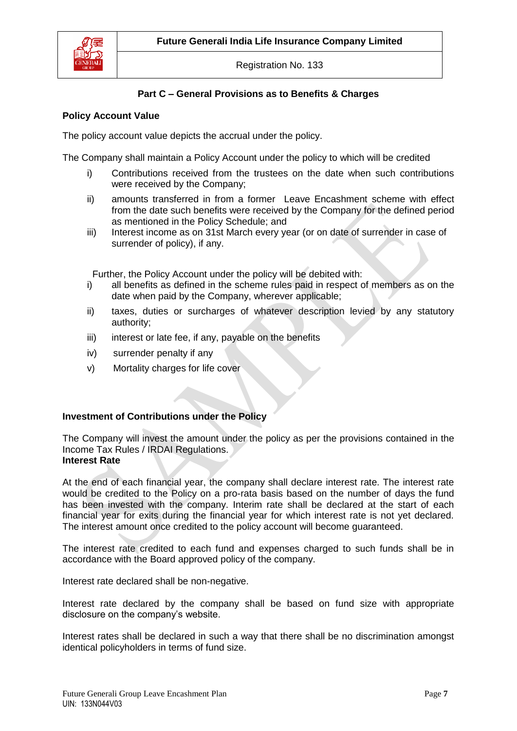## Part C – General Provisions as to Benefits & Charges

### Policy Account Value

The policy account value depicts the accrual under the policy.

The Company shall maintain a Policy Account under the policy to which will be credited

i) Contributions received from the trustees on the date when such contributions were received by the Company;

ii) amounts transferred in from a former Leave Encashment scheme with effect from the date such benefits were received by the Company for the defined period as mentioned in the Policy Schedule; and

iii) Interest income as on 31st March every year (or on date of surrender in case of surrender of policy), if any.

Further, the Policy Account under the policy will be debited with:

i) all benefits as defined in the scheme rules paid in respect of members as on the date when paid by the Company, wherever applicable;

ii) taxes, duties or surcharges of whatever description levied by any statutory authority;

iii) interest or late fee, if any, payable on the benefits

iv) surrender penalty if any

v) Mortality charges for life cover

### Investment of Contributions under the Policy

The Company will invest the amount under the policy as per the provisions contained in the Income Tax Rules / IRDAI Regulations.

### Interest Rate

At the end of each financial year, the company shall declare interest rate. The interest rate would be credited to the Policy on a pro-rata basis based on the number of days the fund has been invested with the company. Interim rate shall be declared at the start of each financial year for exits during the financial year for which interest rate is not yet declared. The interest amount once credited to the policy account will become guaranteed.

The interest rate credited to each fund and expenses charged to such funds shall be in accordance with the Board approved policy of the company.

Interest rate declared shall be non-negative.

Interest rate declared by the company shall be based on fund size with appropriate disclosure on the company's website.

Interest rates shall be declared in such a way that there shall be no discrimination amongst identical policyholders in terms of fund size.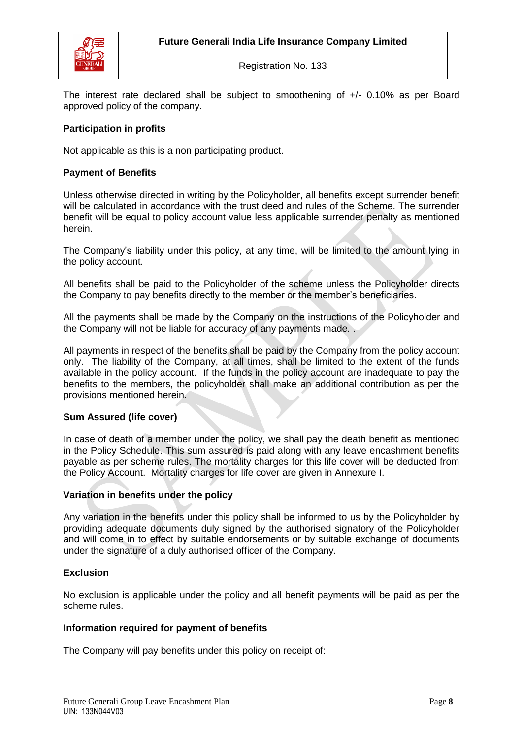The interest rate declared shall be subject to smoothening of +/- 0.10% as per Board approved policy of the company.

**Participation in profits**

Not applicable as this is a non participating product.

**Payment of Benefits**

Unless otherwise directed in writing by the Policyholder, all benefits except surrender benefit will be calculated in accordance with the trust deed and rules of the Scheme. The surrender benefit will be equal to policy account value less applicable surrender penalty as mentioned herein.

The Company's liability under this policy, at any time, will be limited to the amount lying in the policy account.

All benefits shall be paid to the Policyholder of the scheme unless the Policyholder directs the Company to pay benefits directly to the member or the member's beneficiaries.

All the payments shall be made by the Company on the instructions of the Policyholder and the Company will not be liable for accuracy of any payments made. .

All payments in respect of the benefits shall be paid by the Company from the policy account only. The liability of the Company, at all times, shall be limited to the extent of the funds available in the policy account. If the funds in the policy account are inadequate to pay the benefits to the members, the policyholder shall make an additional contribution as per the provisions mentioned herein.

**Sum Assured (life cover)**

In case of death of a member under the policy, we shall pay the death benefit as mentioned in the Policy Schedule. This sum assured is paid along with any leave encashment benefits payable as per scheme rules. The mortality charges for this life cover will be deducted from the Policy Account. Mortality charges for life cover are given in Annexure I.

**Variation in benefits under the policy**

Any variation in the benefits under this policy shall be informed to us by the Policyholder by providing adequate documents duly signed by the authorised signatory of the Policyholder and will come in to effect by suitable endorsements or by suitable exchange of documents under the signature of a duly authorised officer of the Company.

**Exclusion**

No exclusion is applicable under the policy and all benefit payments will be paid as per the scheme rules.

**Information required for payment of benefits**

The Company will pay benefits under this policy on receipt of: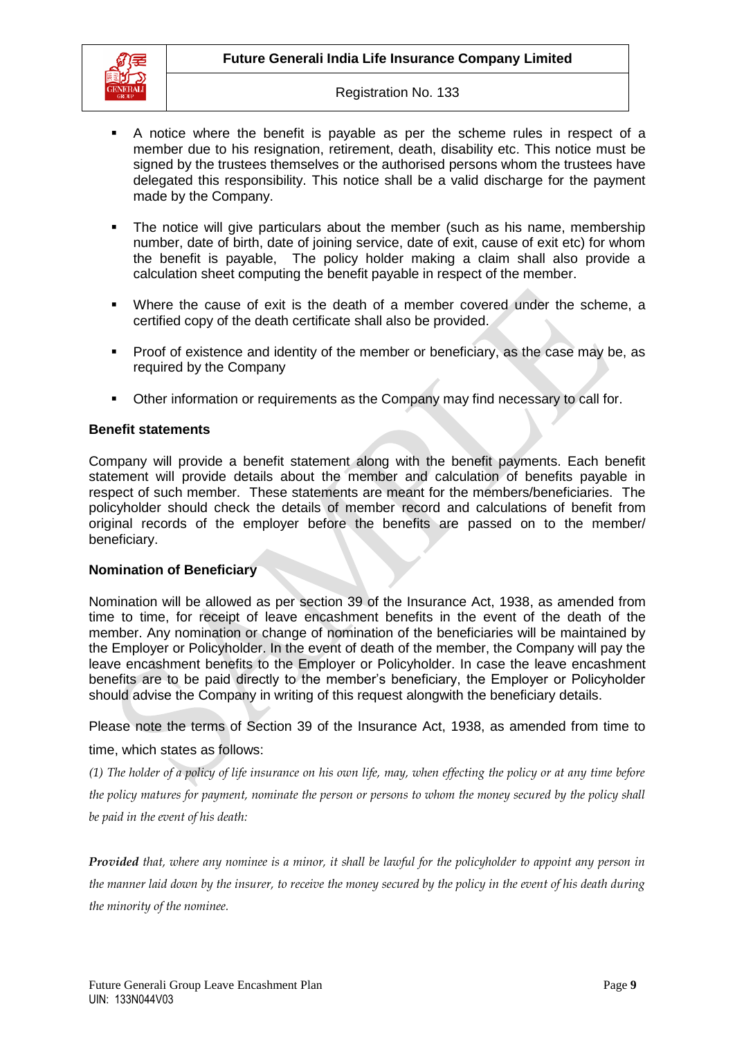- A notice where the benefit is payable as per the scheme rules in respect of a member due to his resignation, retirement, death, disability etc. This notice must be signed by the trustees themselves or the authorised persons whom the trustees have delegated this responsibility. This notice shall be a valid discharge for the payment made by the Company.
- The notice will give particulars about the member (such as his name, membership number, date of birth, date of joining service, date of exit, cause of exit etc) for whom the benefit is payable, The policy holder making a claim shall also provide a calculation sheet computing the benefit payable in respect of the member.
- Where the cause of exit is the death of a member covered under the scheme, a certified copy of the death certificate shall also be provided.
- Proof of existence and identity of the member or beneficiary, as the case may be, as required by the Company
- Other information or requirements as the Company may find necessary to call for.

**Benefit statements**

Company will provide a benefit statement along with the benefit payments. Each benefit statement will provide details about the member and calculation of benefits payable in respect of such member. These statements are meant for the members/beneficiaries. The policyholder should check the details of member record and calculations of benefit from original records of the employer before the benefits are passed on to the member/ beneficiary.

**Nomination of Beneficiary**

Nomination will be allowed as per section 39 of the Insurance Act, 1938, as amended from time to time, for receipt of leave encashment benefits in the event of the death of the member. Any nomination or change of nomination of the beneficiaries will be maintained by the Employer or Policyholder. In the event of death of the member, the Company will pay the leave encashment benefits to the Employer or Policyholder. In case the leave encashment benefits are to be paid directly to the member's beneficiary, the Employer or Policyholder should advise the Company in writing of this request alongwith the beneficiary details.

Please note the terms of Section 39 of the Insurance Act, 1938, as amended from time to time, which states as follows:

*(1) The holder of a policy of life insurance on his own life, may, when effecting the policy or at any time before the policy matures for payment, nominate the person or persons to whom the money secured by the policy shall be paid in the event of his death:*

***Provided*** *that, where any nominee is a minor, it shall be lawful for the policyholder to appoint any person in the manner laid down by the insurer, to receive the money secured by the policy in the event of his death during the minority of the nominee.*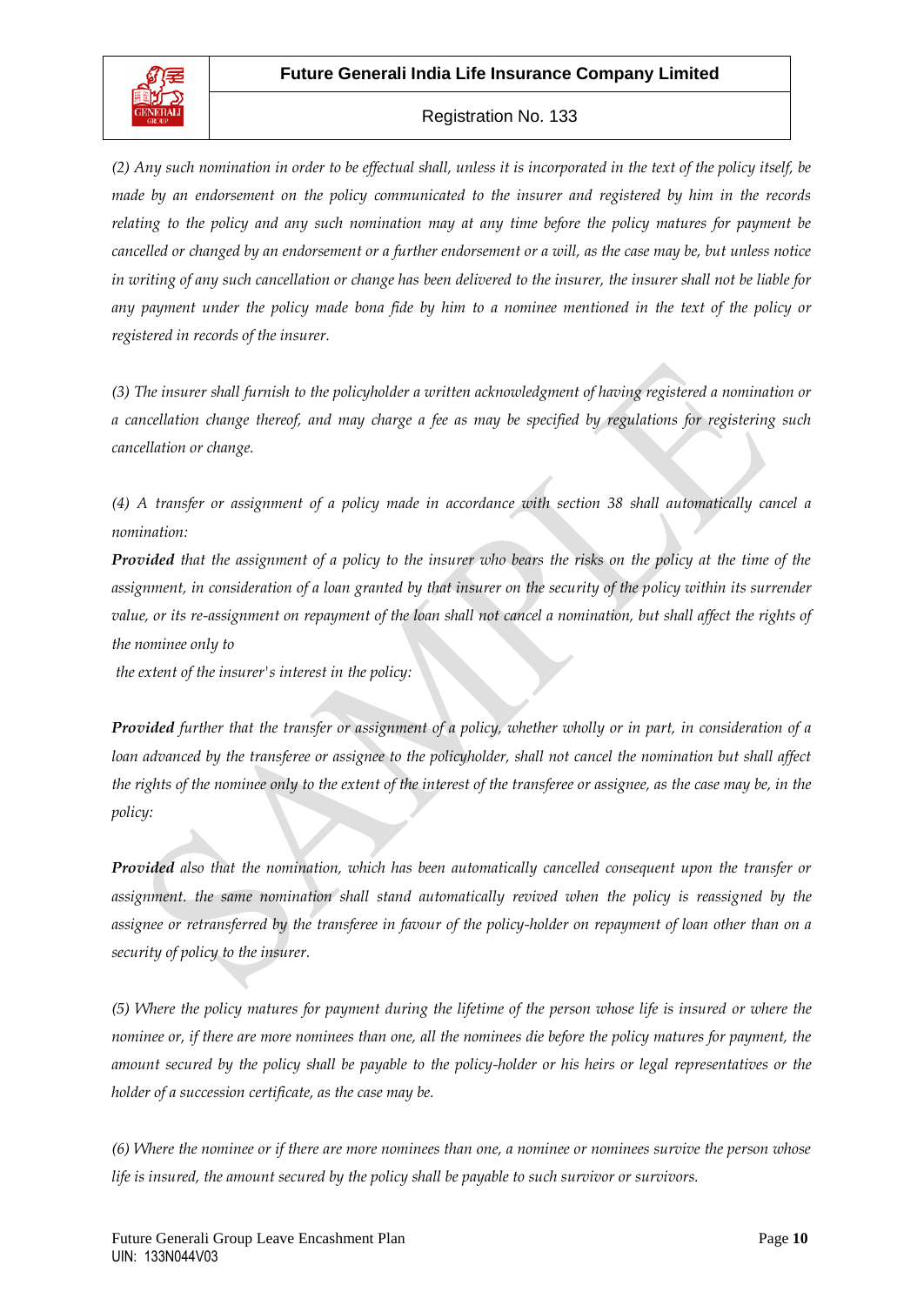*(2) Any such nomination in order to be effectual shall, unless it is incorporated in the text of the policy itself, be made by an endorsement on the policy communicated to the insurer and registered by him in the records relating to the policy and any such nomination may at any time before the policy matures for payment be cancelled or changed by an endorsement or a further endorsement or a will, as the case may be, but unless notice in writing of any such cancellation or change has been delivered to the insurer, the insurer shall not be liable for any payment under the policy made bona fide by him to a nominee mentioned in the text of the policy or registered in records of the insurer.*

*(3) The insurer shall furnish to the policyholder a written acknowledgment of having registered a nomination or a cancellation change thereof, and may charge a fee as may be specified by regulations for registering such cancellation or change.*

*(4) A transfer or assignment of a policy made in accordance with section 38 shall automatically cancel a nomination:*

***Provided*** *that the assignment of a policy to the insurer who bears the risks on the policy at the time of the assignment, in consideration of a loan granted by that insurer on the security of the policy within its surrender value, or its re-assignment on repayment of the loan shall not cancel a nomination, but shall affect the rights of the nominee only to the extent of the insurer's interest in the policy:*

***Provided*** *further that the transfer or assignment of a policy, whether wholly or in part, in consideration of a loan advanced by the transferee or assignee to the policyholder, shall not cancel the nomination but shall affect the rights of the nominee only to the extent of the interest of the transferee or assignee, as the case may be, in the policy:*

***Provided*** *also that the nomination, which has been automatically cancelled consequent upon the transfer or assignment. the same nomination shall stand automatically revived when the policy is reassigned by the assignee or retransferred by the transferee in favour of the policy-holder on repayment of loan other than on a security of policy to the insurer.*

*(5) Where the policy matures for payment during the lifetime of the person whose life is insured or where the nominee or, if there are more nominees than one, all the nominees die before the policy matures for payment, the amount secured by the policy shall be payable to the policy-holder or his heirs or legal representatives or the holder of a succession certificate, as the case may be.*

*(6) Where the nominee or if there are more nominees than one, a nominee or nominees survive the person whose life is insured, the amount secured by the policy shall be payable to such survivor or survivors.*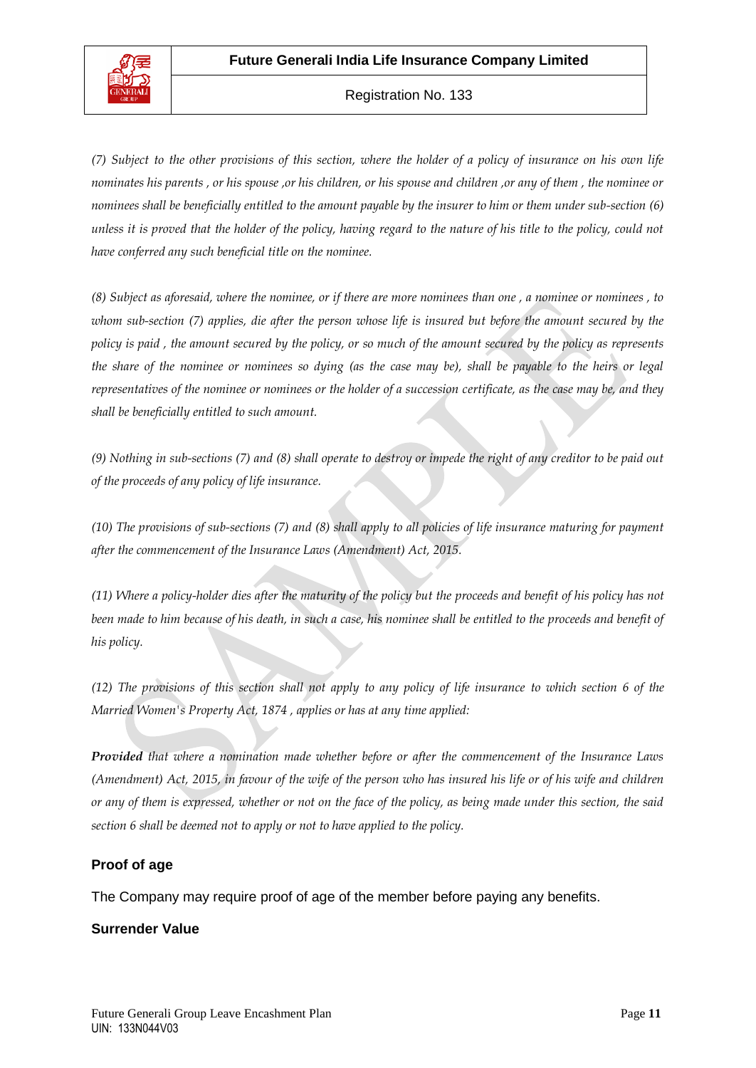*(7) Subject to the other provisions of this section, where the holder of a policy of insurance on his own life nominates his parents , or his spouse ,or his children, or his spouse and children ,or any of them , the nominee or nominees shall be beneficially entitled to the amount payable by the insurer to him or them under sub-section (6) unless it is proved that the holder of the policy, having regard to the nature of his title to the policy, could not have conferred any such beneficial title on the nominee.*

*(8) Subject as aforesaid, where the nominee, or if there are more nominees than one , a nominee or nominees , to whom sub-section (7) applies, die after the person whose life is insured but before the amount secured by the policy is paid , the amount secured by the policy, or so much of the amount secured by the policy as represents the share of the nominee or nominees so dying (as the case may be), shall be payable to the heirs or legal representatives of the nominee or nominees or the holder of a succession certificate, as the case may be, and they shall be beneficially entitled to such amount.*

*(9) Nothing in sub-sections (7) and (8) shall operate to destroy or impede the right of any creditor to be paid out of the proceeds of any policy of life insurance.*

*(10) The provisions of sub-sections (7) and (8) shall apply to all policies of life insurance maturing for payment after the commencement of the Insurance Laws (Amendment) Act, 2015.*

*(11) Where a policy-holder dies after the maturity of the policy but the proceeds and benefit of his policy has not been made to him because of his death, in such a case, his nominee shall be entitled to the proceeds and benefit of his policy.*

*(12) The provisions of this section shall not apply to any policy of life insurance to which section 6 of the Married Women's Property Act, 1874 , applies or has at any time applied:*

***Provided** that where a nomination made whether before or after the commencement of the Insurance Laws (Amendment) Act, 2015, in favour of the wife of the person who has insured his life or of his wife and children or any of them is expressed, whether or not on the face of the policy, as being made under this section, the said section 6 shall be deemed not to apply or not to have applied to the policy.*

**Proof of age**

The Company may require proof of age of the member before paying any benefits.

**Surrender Value**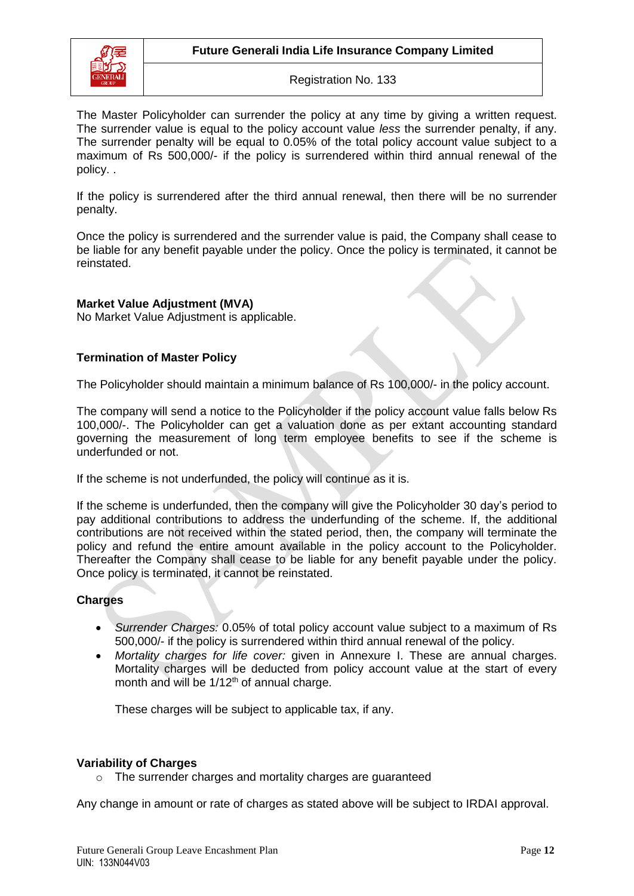The Master Policyholder can surrender the policy at any time by giving a written request. The surrender value is equal to the policy account value *less* the surrender penalty, if any. The surrender penalty will be equal to 0.05% of the total policy account value subject to a maximum of Rs 500,000/- if the policy is surrendered within third annual renewal of the policy. .

If the policy is surrendered after the third annual renewal, then there will be no surrender penalty.

Once the policy is surrendered and the surrender value is paid, the Company shall cease to be liable for any benefit payable under the policy. Once the policy is terminated, it cannot be reinstated.

**Market Value Adjustment (MVA)**
No Market Value Adjustment is applicable.

**Termination of Master Policy**

The Policyholder should maintain a minimum balance of Rs 100,000/- in the policy account.

The company will send a notice to the Policyholder if the policy account value falls below Rs 100,000/-. The Policyholder can get a valuation done as per extant accounting standard governing the measurement of long term employee benefits to see if the scheme is underfunded or not.

If the scheme is not underfunded, the policy will continue as it is.

If the scheme is underfunded, then the company will give the Policyholder 30 day's period to pay additional contributions to address the underfunding of the scheme. If, the additional contributions are not received within the stated period, then, the company will terminate the policy and refund the entire amount available in the policy account to the Policyholder. Thereafter the Company shall cease to be liable for any benefit payable under the policy. Once policy is terminated, it cannot be reinstated.

**Charges**

- *Surrender Charges:* 0.05% of total policy account value subject to a maximum of Rs 500,000/- if the policy is surrendered within third annual renewal of the policy.
- *Mortality charges for life cover:* given in Annexure I. These are annual charges. Mortality charges will be deducted from policy account value at the start of every month and will be 1/12th of annual charge.

  These charges will be subject to applicable tax, if any.

**Variability of Charges**

- The surrender charges and mortality charges are guaranteed

Any change in amount or rate of charges as stated above will be subject to IRDAI approval.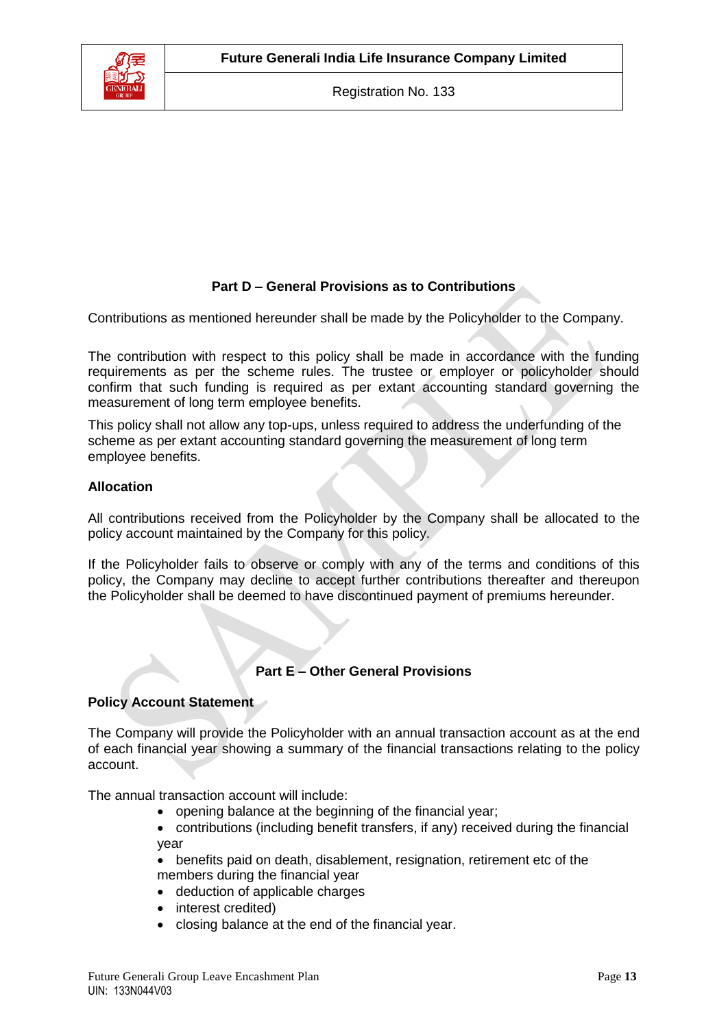## Part D – General Provisions as to Contributions

Contributions as mentioned hereunder shall be made by the Policyholder to the Company.

The contribution with respect to this policy shall be made in accordance with the funding requirements as per the scheme rules. The trustee or employer or policyholder should confirm that such funding is required as per extant accounting standard governing the measurement of long term employee benefits.

This policy shall not allow any top-ups, unless required to address the underfunding of the scheme as per extant accounting standard governing the measurement of long term employee benefits.

### Allocation

All contributions received from the Policyholder by the Company shall be allocated to the policy account maintained by the Company for this policy.

If the Policyholder fails to observe or comply with any of the terms and conditions of this policy, the Company may decline to accept further contributions thereafter and thereupon the Policyholder shall be deemed to have discontinued payment of premiums hereunder.

## Part E – Other General Provisions

### Policy Account Statement

The Company will provide the Policyholder with an annual transaction account as at the end of each financial year showing a summary of the financial transactions relating to the policy account.

The annual transaction account will include:

- opening balance at the beginning of the financial year;
- contributions (including benefit transfers, if any) received during the financial year
- benefits paid on death, disablement, resignation, retirement etc of the members during the financial year
- deduction of applicable charges
- interest credited)
- closing balance at the end of the financial year.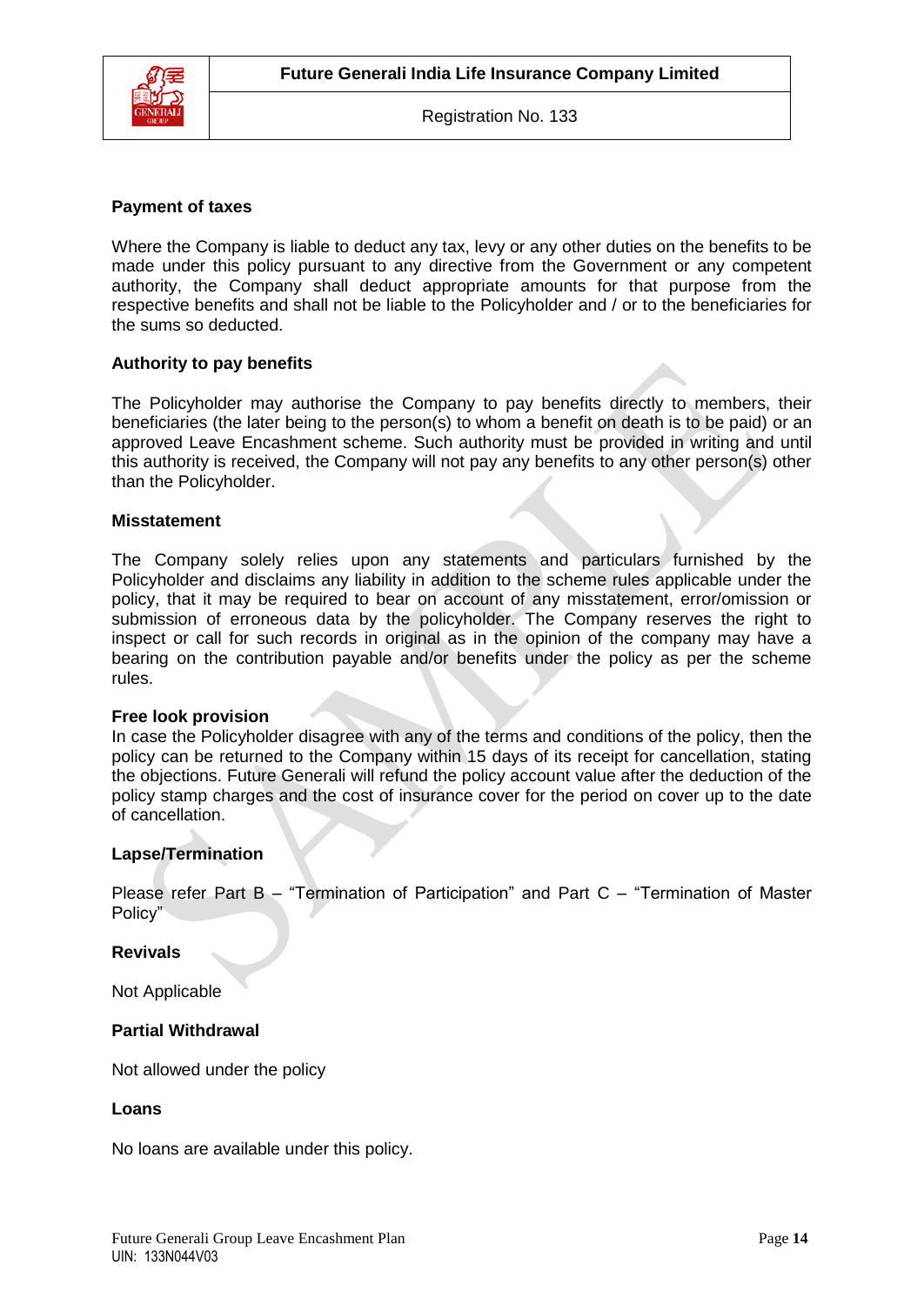**Payment of taxes**

Where the Company is liable to deduct any tax, levy or any other duties on the benefits to be made under this policy pursuant to any directive from the Government or any competent authority, the Company shall deduct appropriate amounts for that purpose from the respective benefits and shall not be liable to the Policyholder and / or to the beneficiaries for the sums so deducted.

**Authority to pay benefits**

The Policyholder may authorise the Company to pay benefits directly to members, their beneficiaries (the later being to the person(s) to whom a benefit on death is to be paid) or an approved Leave Encashment scheme. Such authority must be provided in writing and until this authority is received, the Company will not pay any benefits to any other person(s) other than the Policyholder.

**Misstatement**

The Company solely relies upon any statements and particulars furnished by the Policyholder and disclaims any liability in addition to the scheme rules applicable under the policy, that it may be required to bear on account of any misstatement, error/omission or submission of erroneous data by the policyholder. The Company reserves the right to inspect or call for such records in original as in the opinion of the company may have a bearing on the contribution payable and/or benefits under the policy as per the scheme rules.

**Free look provision**

In case the Policyholder disagree with any of the terms and conditions of the policy, then the policy can be returned to the Company within 15 days of its receipt for cancellation, stating the objections. Future Generali will refund the policy account value after the deduction of the policy stamp charges and the cost of insurance cover for the period on cover up to the date of cancellation.

**Lapse/Termination**

Please refer Part B – "Termination of Participation" and Part C – "Termination of Master Policy"

**Revivals**

Not Applicable

**Partial Withdrawal**

Not allowed under the policy

**Loans**

No loans are available under this policy.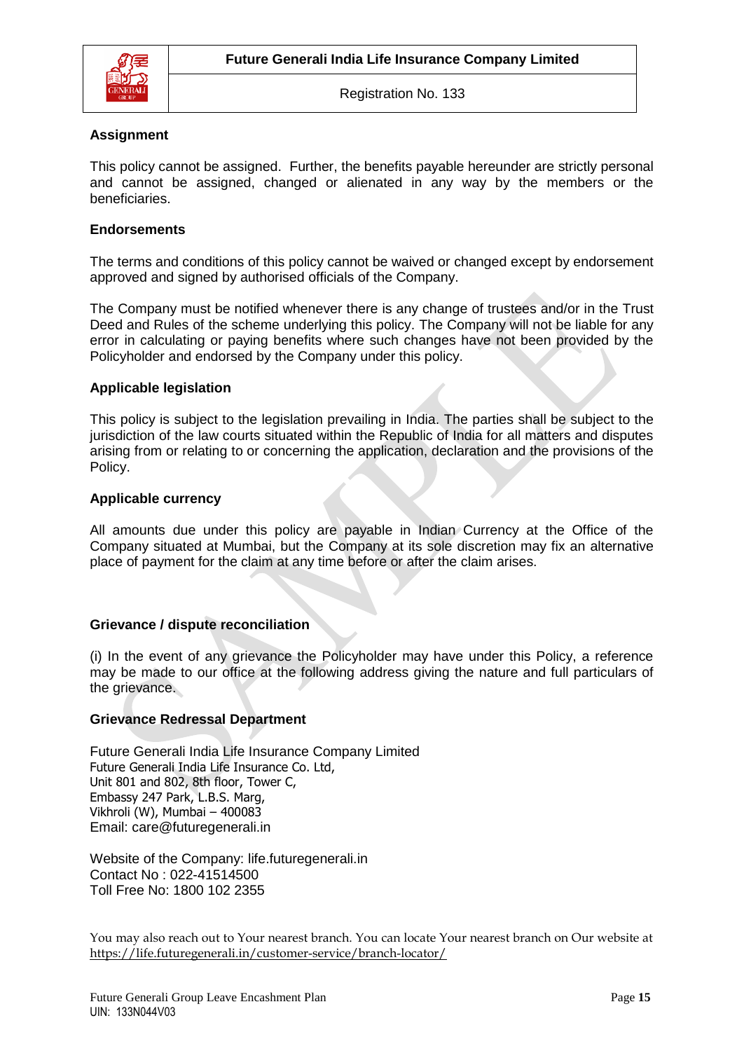## Assignment

This policy cannot be assigned. Further, the benefits payable hereunder are strictly personal and cannot be assigned, changed or alienated in any way by the members or the beneficiaries.

## Endorsements

The terms and conditions of this policy cannot be waived or changed except by endorsement approved and signed by authorised officials of the Company.

The Company must be notified whenever there is any change of trustees and/or in the Trust Deed and Rules of the scheme underlying this policy. The Company will not be liable for any error in calculating or paying benefits where such changes have not been provided by the Policyholder and endorsed by the Company under this policy.

## Applicable legislation

This policy is subject to the legislation prevailing in India. The parties shall be subject to the jurisdiction of the law courts situated within the Republic of India for all matters and disputes arising from or relating to or concerning the application, declaration and the provisions of the Policy.

## Applicable currency

All amounts due under this policy are payable in Indian Currency at the Office of the Company situated at Mumbai, but the Company at its sole discretion may fix an alternative place of payment for the claim at any time before or after the claim arises.

## Grievance / dispute reconciliation

(i) In the event of any grievance the Policyholder may have under this Policy, a reference may be made to our office at the following address giving the nature and full particulars of the grievance.

### Grievance Redressal Department

Future Generali India Life Insurance Company Limited
Future Generali India Life Insurance Co. Ltd,
Unit 801 and 802, 8th floor, Tower C,
Embassy 247 Park, L.B.S. Marg,
Vikhroli (W), Mumbai – 400083
Email: care@futuregenerali.in

Website of the Company: life.futuregenerali.in
Contact No : 022-41514500
Toll Free No: 1800 102 2355

You may also reach out to Your nearest branch. You can locate Your nearest branch on Our website at https://life.futuregenerali.in/customer-service/branch-locator/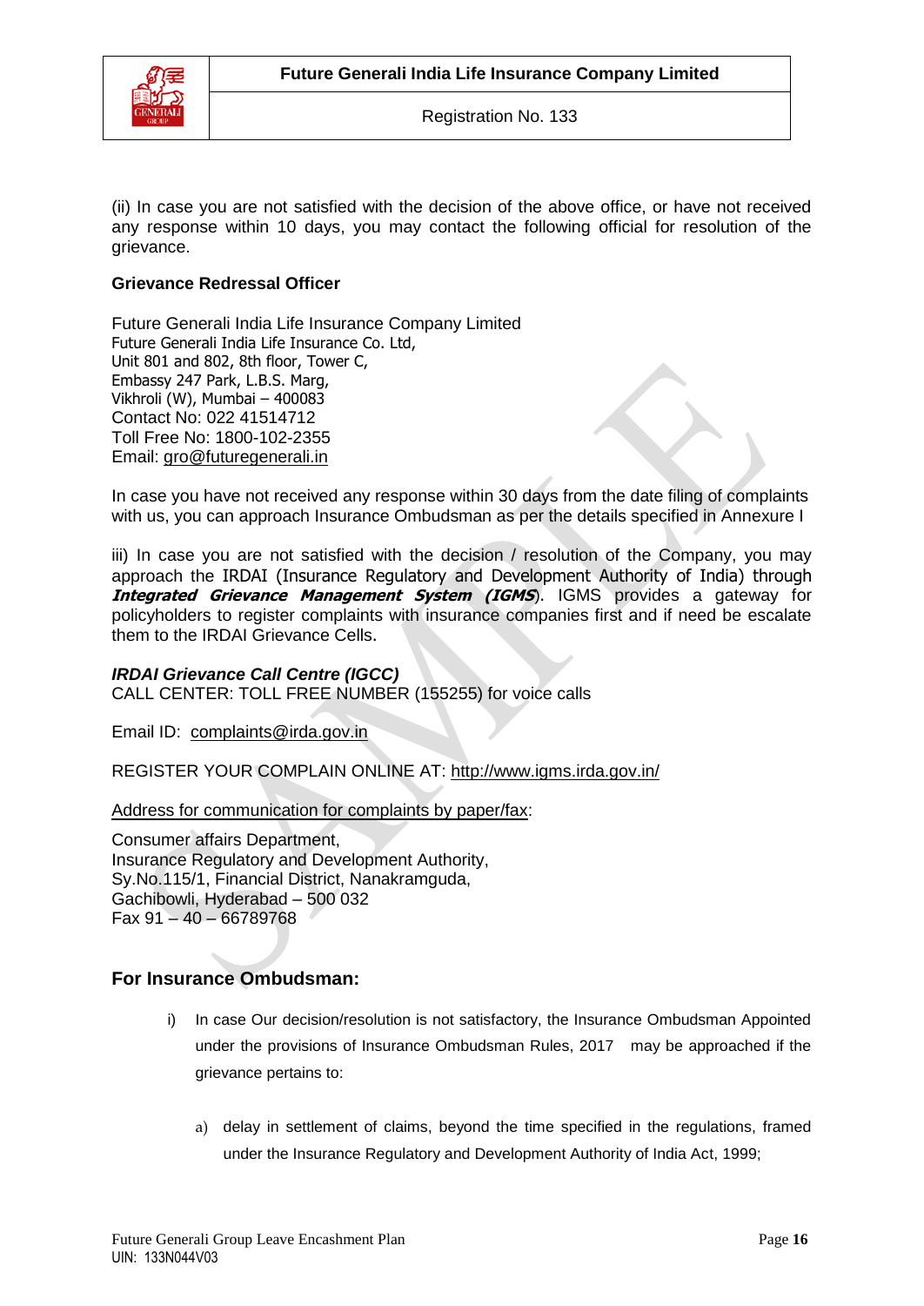(ii) In case you are not satisfied with the decision of the above office, or have not received any response within 10 days, you may contact the following official for resolution of the grievance.

**Grievance Redressal Officer**

Future Generali India Life Insurance Company Limited
Future Generali India Life Insurance Co. Ltd,
Unit 801 and 802, 8th floor, Tower C,
Embassy 247 Park, L.B.S. Marg,
Vikhroli (W), Mumbai – 400083
Contact No: 022 41514712
Toll Free No: 1800-102-2355
Email: gro@futuregenerali.in

In case you have not received any response within 30 days from the date filing of complaints with us, you can approach Insurance Ombudsman as per the details specified in Annexure I

iii) In case you are not satisfied with the decision / resolution of the Company, you may approach the IRDAI (Insurance Regulatory and Development Authority of India) through ***Integrated Grievance Management System (IGMS***). IGMS provides a gateway for policyholders to register complaints with insurance companies first and if need be escalate them to the IRDAI Grievance Cells.

***IRDAI Grievance Call Centre (IGCC)***
CALL CENTER: TOLL FREE NUMBER (155255) for voice calls

Email ID: complaints@irda.gov.in

REGISTER YOUR COMPLAIN ONLINE AT: http://www.igms.irda.gov.in/

Address for communication for complaints by paper/fax:

Consumer affairs Department,
Insurance Regulatory and Development Authority,
Sy.No.115/1, Financial District, Nanakramguda,
Gachibowli, Hyderabad – 500 032
Fax 91 – 40 – 66789768

## For Insurance Ombudsman:

i) In case Our decision/resolution is not satisfactory, the Insurance Ombudsman Appointed under the provisions of Insurance Ombudsman Rules, 2017 may be approached if the grievance pertains to:

   a) delay in settlement of claims, beyond the time specified in the regulations, framed under the Insurance Regulatory and Development Authority of India Act, 1999;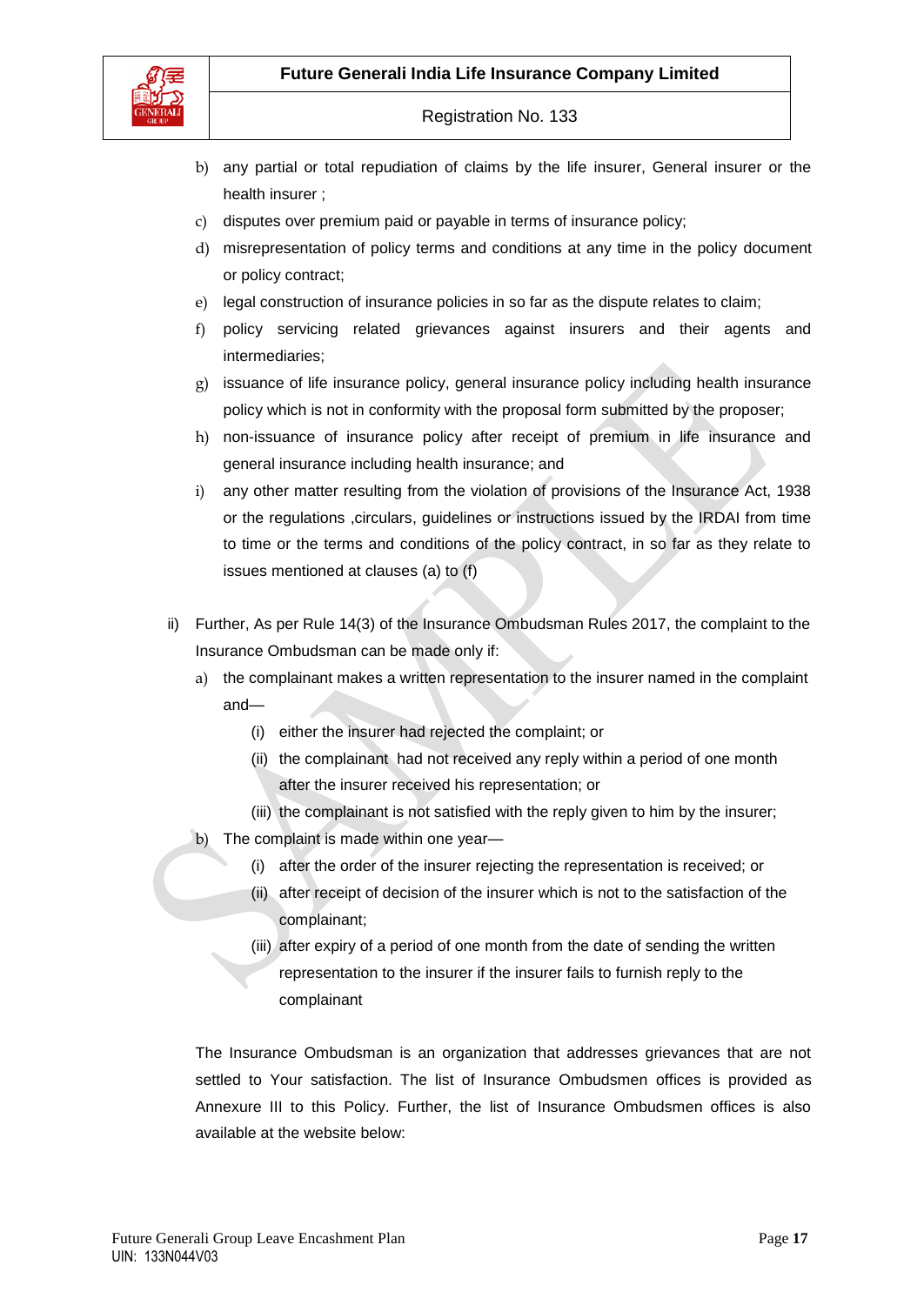b) any partial or total repudiation of claims by the life insurer, General insurer or the health insurer ;
c) disputes over premium paid or payable in terms of insurance policy;
d) misrepresentation of policy terms and conditions at any time in the policy document or policy contract;
e) legal construction of insurance policies in so far as the dispute relates to claim;
f) policy servicing related grievances against insurers and their agents and intermediaries;
g) issuance of life insurance policy, general insurance policy including health insurance policy which is not in conformity with the proposal form submitted by the proposer;
h) non-issuance of insurance policy after receipt of premium in life insurance and general insurance including health insurance; and
i) any other matter resulting from the violation of provisions of the Insurance Act, 1938 or the regulations ,circulars, guidelines or instructions issued by the IRDAI from time to time or the terms and conditions of the policy contract, in so far as they relate to issues mentioned at clauses (a) to (f)

ii) Further, As per Rule 14(3) of the Insurance Ombudsman Rules 2017, the complaint to the Insurance Ombudsman can be made only if:

a) the complainant makes a written representation to the insurer named in the complaint and—
   (i) either the insurer had rejected the complaint; or
   (ii) the complainant had not received any reply within a period of one month after the insurer received his representation; or
   (iii) the complainant is not satisfied with the reply given to him by the insurer;
b) The complaint is made within one year—
   (i) after the order of the insurer rejecting the representation is received; or
   (ii) after receipt of decision of the insurer which is not to the satisfaction of the complainant;
   (iii) after expiry of a period of one month from the date of sending the written representation to the insurer if the insurer fails to furnish reply to the complainant

The Insurance Ombudsman is an organization that addresses grievances that are not settled to Your satisfaction. The list of Insurance Ombudsmen offices is provided as Annexure III to this Policy. Further, the list of Insurance Ombudsmen offices is also available at the website below: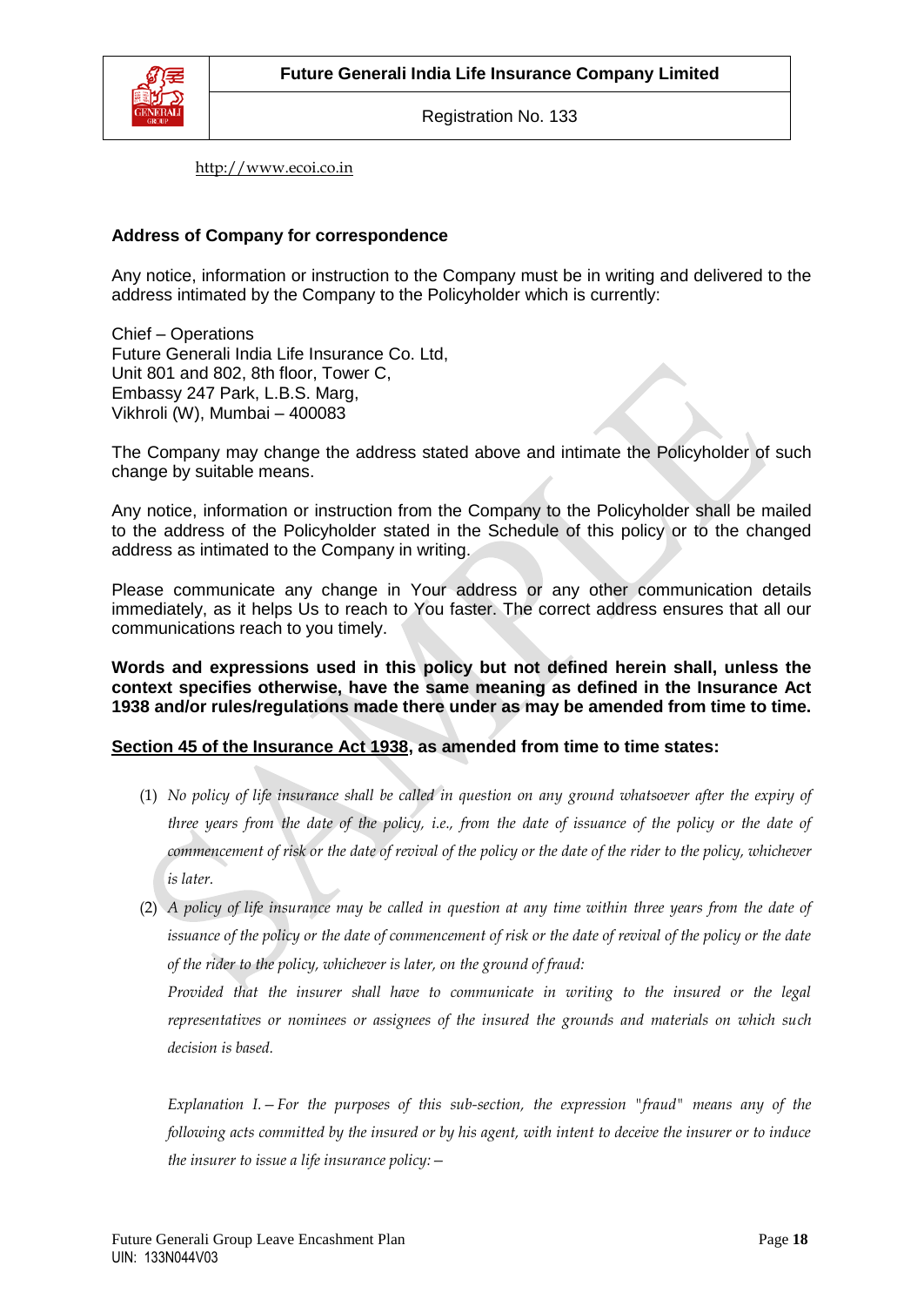http://www.ecoi.co.in

**Address of Company for correspondence**

Any notice, information or instruction to the Company must be in writing and delivered to the address intimated by the Company to the Policyholder which is currently:

Chief – Operations
Future Generali India Life Insurance Co. Ltd,
Unit 801 and 802, 8th floor, Tower C,
Embassy 247 Park, L.B.S. Marg,
Vikhroli (W), Mumbai – 400083

The Company may change the address stated above and intimate the Policyholder of such change by suitable means.

Any notice, information or instruction from the Company to the Policyholder shall be mailed to the address of the Policyholder stated in the Schedule of this policy or to the changed address as intimated to the Company in writing.

Please communicate any change in Your address or any other communication details immediately, as it helps Us to reach to You faster. The correct address ensures that all our communications reach to you timely.

**Words and expressions used in this policy but not defined herein shall, unless the context specifies otherwise, have the same meaning as defined in the Insurance Act 1938 and/or rules/regulations made there under as may be amended from time to time.**

**Section 45 of the Insurance Act 1938, as amended from time to time states:**

(1) *No policy of life insurance shall be called in question on any ground whatsoever after the expiry of three years from the date of the policy, i.e., from the date of issuance of the policy or the date of commencement of risk or the date of revival of the policy or the date of the rider to the policy, whichever is later.*

(2) *A policy of life insurance may be called in question at any time within three years from the date of issuance of the policy or the date of commencement of risk or the date of revival of the policy or the date of the rider to the policy, whichever is later, on the ground of fraud:*

*Provided that the insurer shall have to communicate in writing to the insured or the legal representatives or nominees or assignees of the insured the grounds and materials on which such decision is based.*

*Explanation I.—For the purposes of this sub-section, the expression "fraud" means any of the following acts committed by the insured or by his agent, with intent to deceive the insurer or to induce the insurer to issue a life insurance policy:—*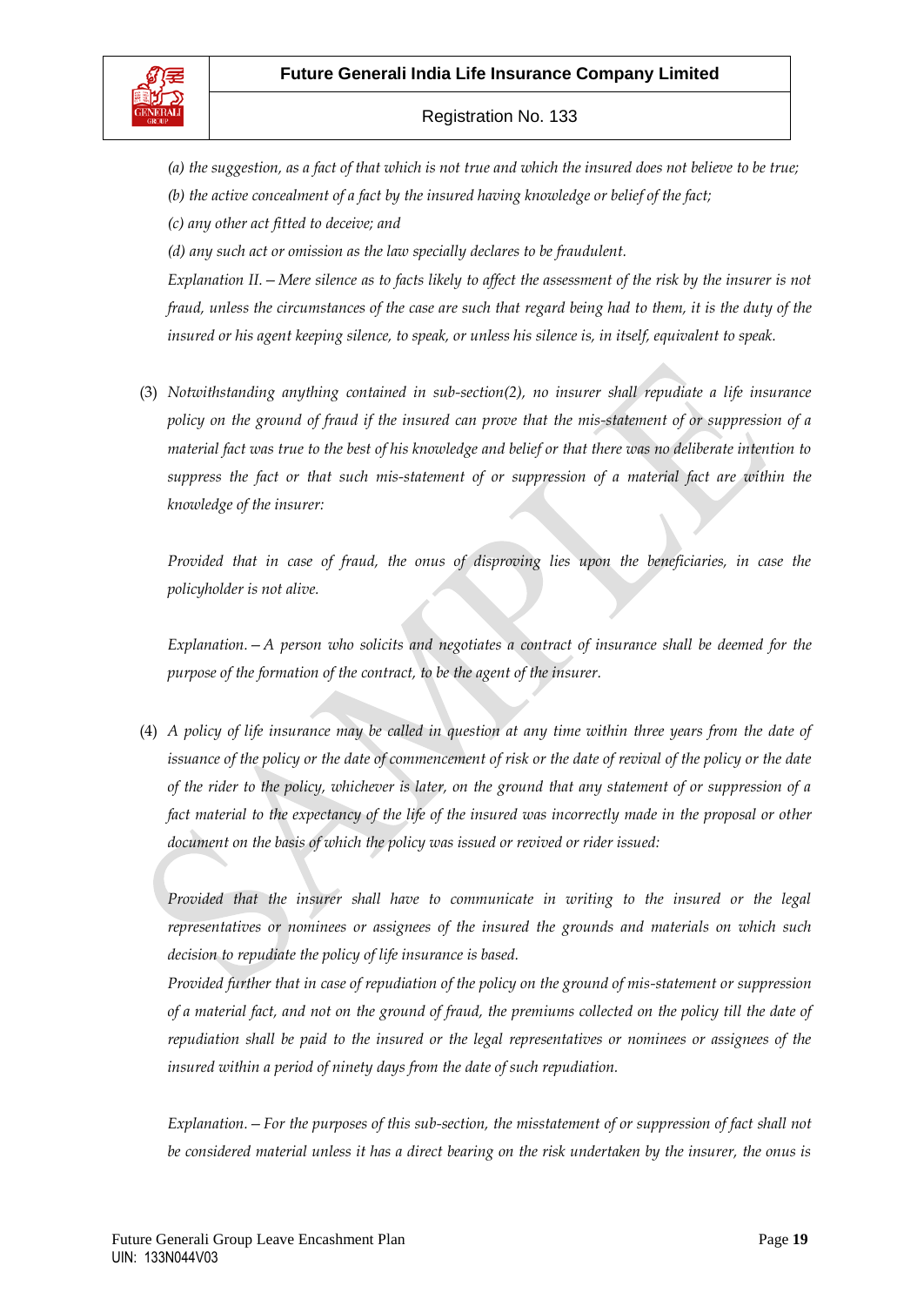*(a) the suggestion, as a fact of that which is not true and which the insured does not believe to be true;*

*(b) the active concealment of a fact by the insured having knowledge or belief of the fact;*

*(c) any other act fitted to deceive; and*

*(d) any such act or omission as the law specially declares to be fraudulent.*

*Explanation II. – Mere silence as to facts likely to affect the assessment of the risk by the insurer is not fraud, unless the circumstances of the case are such that regard being had to them, it is the duty of the insured or his agent keeping silence, to speak, or unless his silence is, in itself, equivalent to speak.*

(3) *Notwithstanding anything contained in sub-section(2), no insurer shall repudiate a life insurance policy on the ground of fraud if the insured can prove that the mis-statement of or suppression of a material fact was true to the best of his knowledge and belief or that there was no deliberate intention to suppress the fact or that such mis-statement of or suppression of a material fact are within the knowledge of the insurer:*

*Provided that in case of fraud, the onus of disproving lies upon the beneficiaries, in case the policyholder is not alive.*

*Explanation. – A person who solicits and negotiates a contract of insurance shall be deemed for the purpose of the formation of the contract, to be the agent of the insurer.*

(4) *A policy of life insurance may be called in question at any time within three years from the date of issuance of the policy or the date of commencement of risk or the date of revival of the policy or the date of the rider to the policy, whichever is later, on the ground that any statement of or suppression of a fact material to the expectancy of the life of the insured was incorrectly made in the proposal or other document on the basis of which the policy was issued or revived or rider issued:*

*Provided that the insurer shall have to communicate in writing to the insured or the legal representatives or nominees or assignees of the insured the grounds and materials on which such decision to repudiate the policy of life insurance is based.*

*Provided further that in case of repudiation of the policy on the ground of mis-statement or suppression of a material fact, and not on the ground of fraud, the premiums collected on the policy till the date of repudiation shall be paid to the insured or the legal representatives or nominees or assignees of the insured within a period of ninety days from the date of such repudiation.*

*Explanation. – For the purposes of this sub-section, the misstatement of or suppression of fact shall not be considered material unless it has a direct bearing on the risk undertaken by the insurer, the onus is*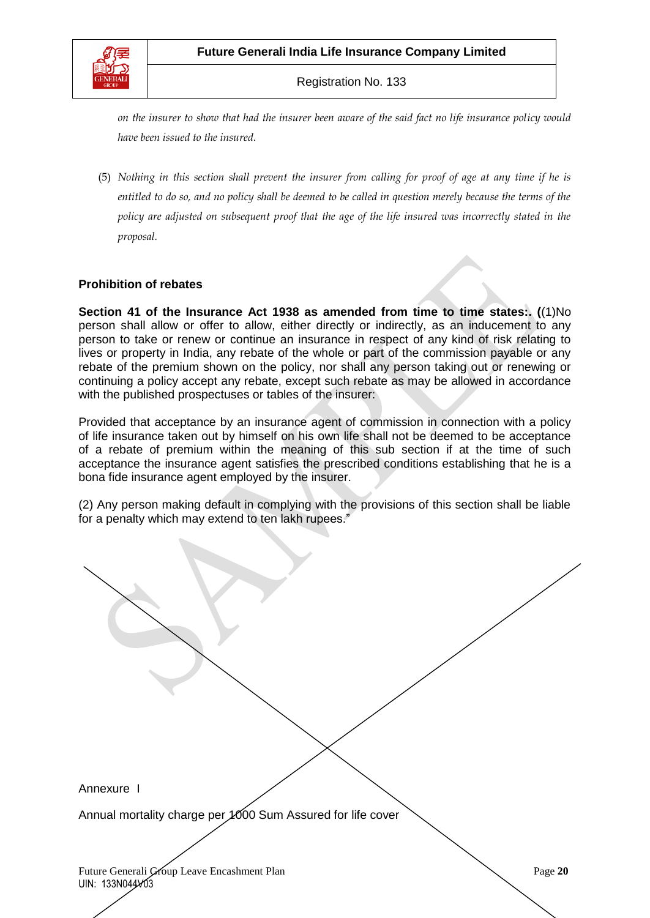*on the insurer to show that had the insurer been aware of the said fact no life insurance policy would have been issued to the insured.*

(5) *Nothing in this section shall prevent the insurer from calling for proof of age at any time if he is entitled to do so, and no policy shall be deemed to be called in question merely because the terms of the policy are adjusted on subsequent proof that the age of the life insured was incorrectly stated in the proposal.*

**Prohibition of rebates**

**Section 41 of the Insurance Act 1938 as amended from time to time states:. (**(1)No person shall allow or offer to allow, either directly or indirectly, as an inducement to any person to take or renew or continue an insurance in respect of any kind of risk relating to lives or property in India, any rebate of the whole or part of the commission payable or any rebate of the premium shown on the policy, nor shall any person taking out or renewing or continuing a policy accept any rebate, except such rebate as may be allowed in accordance with the published prospectuses or tables of the insurer:

Provided that acceptance by an insurance agent of commission in connection with a policy of life insurance taken out by himself on his own life shall not be deemed to be acceptance of a rebate of premium within the meaning of this sub section if at the time of such acceptance the insurance agent satisfies the prescribed conditions establishing that he is a bona fide insurance agent employed by the insurer.

(2) Any person making default in complying with the provisions of this section shall be liable for a penalty which may extend to ten lakh rupees."

Annexure I

Annual mortality charge per 1000 Sum Assured for life cover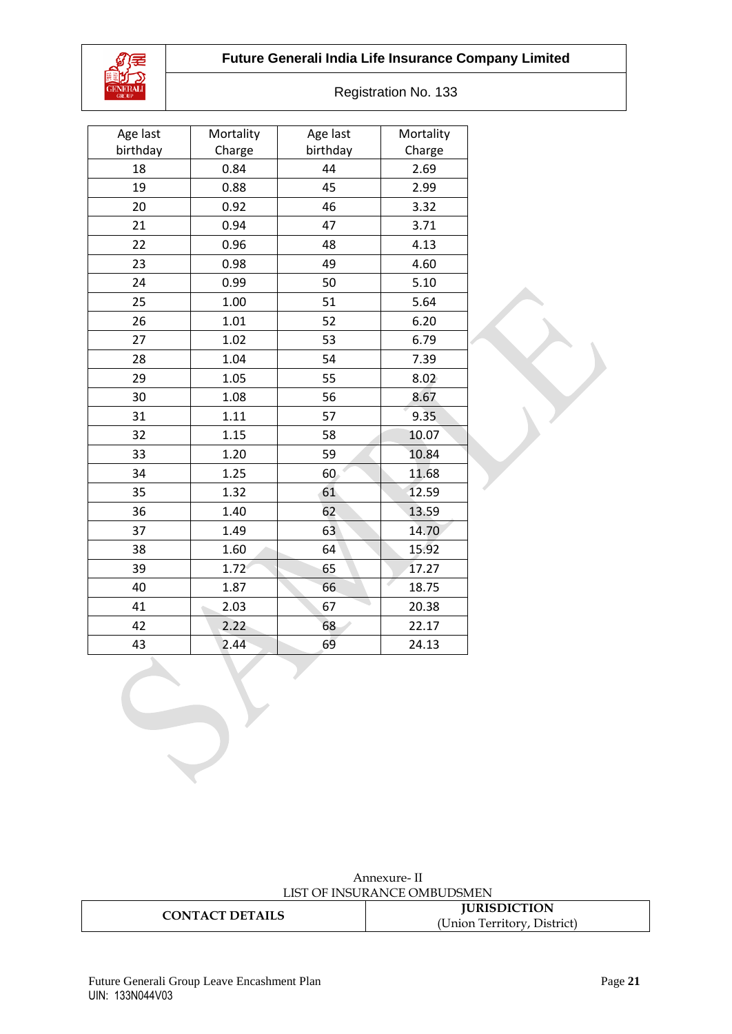| Age last birthday | Mortality Charge | Age last birthday | Mortality Charge |
|---|---|---|---|
| 18 | 0.84 | 44 | 2.69 |
| 19 | 0.88 | 45 | 2.99 |
| 20 | 0.92 | 46 | 3.32 |
| 21 | 0.94 | 47 | 3.71 |
| 22 | 0.96 | 48 | 4.13 |
| 23 | 0.98 | 49 | 4.60 |
| 24 | 0.99 | 50 | 5.10 |
| 25 | 1.00 | 51 | 5.64 |
| 26 | 1.01 | 52 | 6.20 |
| 27 | 1.02 | 53 | 6.79 |
| 28 | 1.04 | 54 | 7.39 |
| 29 | 1.05 | 55 | 8.02 |
| 30 | 1.08 | 56 | 8.67 |
| 31 | 1.11 | 57 | 9.35 |
| 32 | 1.15 | 58 | 10.07 |
| 33 | 1.20 | 59 | 10.84 |
| 34 | 1.25 | 60 | 11.68 |
| 35 | 1.32 | 61 | 12.59 |
| 36 | 1.40 | 62 | 13.59 |
| 37 | 1.49 | 63 | 14.70 |
| 38 | 1.60 | 64 | 15.92 |
| 39 | 1.72 | 65 | 17.27 |
| 40 | 1.87 | 66 | 18.75 |
| 41 | 2.03 | 67 | 20.38 |
| 42 | 2.22 | 68 | 22.17 |
| 43 | 2.44 | 69 | 24.13 |

Annexure- II

LIST OF INSURANCE OMBUDSMEN

| CONTACT DETAILS | **JURISDICTION** (Union Territory, District) |
|---|---|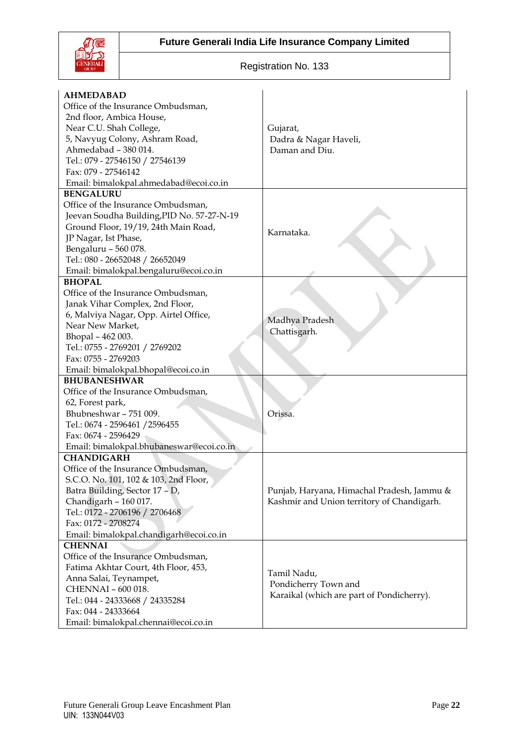| Office Details | Jurisdiction |
|---|---|
| **AHMEDABAD**<br>Office of the Insurance Ombudsman,<br>2nd floor, Ambica House,<br>Near C.U. Shah College,<br>5, Navyug Colony, Ashram Road,<br>Ahmedabad – 380 014.<br>Tel.: 079 - 27546150 / 27546139<br>Fax: 079 - 27546142<br>Email: bimalokpal.ahmedabad@ecoi.co.in | Gujarat,<br>Dadra & Nagar Haveli,<br>Daman and Diu. |
| **BENGALURU**<br>Office of the Insurance Ombudsman,<br>Jeevan Soudha Building,PID No. 57-27-N-19<br>Ground Floor, 19/19, 24th Main Road,<br>JP Nagar, Ist Phase,<br>Bengaluru – 560 078.<br>Tel.: 080 - 26652048 / 26652049<br>Email: bimalokpal.bengaluru@ecoi.co.in | Karnataka. |
| **BHOPAL**<br>Office of the Insurance Ombudsman,<br>Janak Vihar Complex, 2nd Floor,<br>6, Malviya Nagar, Opp. Airtel Office,<br>Near New Market,<br>Bhopal – 462 003.<br>Tel.: 0755 - 2769201 / 2769202<br>Fax: 0755 - 2769203<br>Email: bimalokpal.bhopal@ecoi.co.in | Madhya Pradesh<br>Chattisgarh. |
| **BHUBANESHWAR**<br>Office of the Insurance Ombudsman,<br>62, Forest park,<br>Bhubneshwar – 751 009.<br>Tel.: 0674 - 2596461 /2596455<br>Fax: 0674 - 2596429<br>Email: bimalokpal.bhubaneswar@ecoi.co.in | Orissa. |
| **CHANDIGARH**<br>Office of the Insurance Ombudsman,<br>S.C.O. No. 101, 102 & 103, 2nd Floor,<br>Batra Building, Sector 17 – D,<br>Chandigarh – 160 017.<br>Tel.: 0172 - 2706196 / 2706468<br>Fax: 0172 - 2708274<br>Email: bimalokpal.chandigarh@ecoi.co.in | Punjab, Haryana, Himachal Pradesh, Jammu & Kashmir and Union territory of Chandigarh. |
| **CHENNAI**<br>Office of the Insurance Ombudsman,<br>Fatima Akhtar Court, 4th Floor, 453,<br>Anna Salai, Teynampet,<br>CHENNAI – 600 018.<br>Tel.: 044 - 24333668 / 24335284<br>Fax: 044 - 24333664<br>Email: bimalokpal.chennai@ecoi.co.in | Tamil Nadu,<br>Pondicherry Town and<br>Karaikal (which are part of Pondicherry). |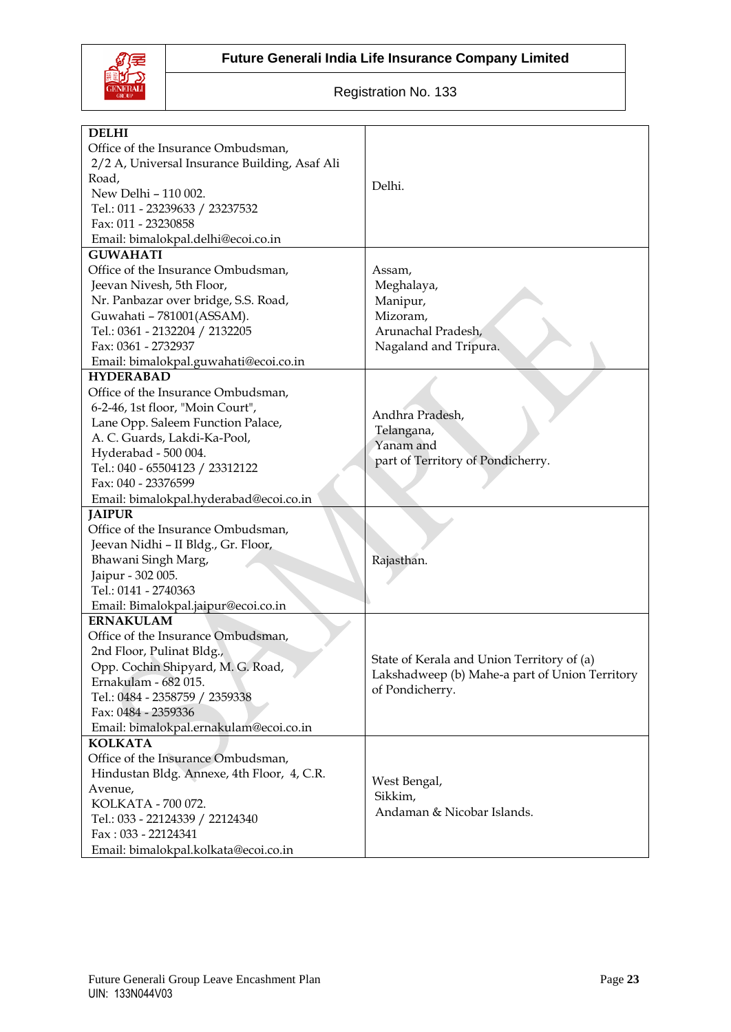| Office Details | Jurisdiction |
|---|---|
| **DELHI**<br>Office of the Insurance Ombudsman,<br>2/2 A, Universal Insurance Building, Asaf Ali Road,<br>New Delhi – 110 002.<br>Tel.: 011 - 23239633 / 23237532<br>Fax: 011 - 23230858<br>Email: bimalokpal.delhi@ecoi.co.in | Delhi. |
| **GUWAHATI**<br>Office of the Insurance Ombudsman,<br>Jeevan Nivesh, 5th Floor,<br>Nr. Panbazar over bridge, S.S. Road,<br>Guwahati – 781001(ASSAM).<br>Tel.: 0361 - 2132204 / 2132205<br>Fax: 0361 - 2732937<br>Email: bimalokpal.guwahati@ecoi.co.in | Assam,<br>Meghalaya,<br>Manipur,<br>Mizoram,<br>Arunachal Pradesh,<br>Nagaland and Tripura. |
| **HYDERABAD**<br>Office of the Insurance Ombudsman,<br>6-2-46, 1st floor, "Moin Court",<br>Lane Opp. Saleem Function Palace,<br>A. C. Guards, Lakdi-Ka-Pool,<br>Hyderabad - 500 004.<br>Tel.: 040 - 65504123 / 23312122<br>Fax: 040 - 23376599<br>Email: bimalokpal.hyderabad@ecoi.co.in | Andhra Pradesh,<br>Telangana,<br>Yanam and<br>part of Territory of Pondicherry. |
| **JAIPUR**<br>Office of the Insurance Ombudsman,<br>Jeevan Nidhi – II Bldg., Gr. Floor,<br>Bhawani Singh Marg,<br>Jaipur - 302 005.<br>Tel.: 0141 - 2740363<br>Email: Bimalokpal.jaipur@ecoi.co.in | Rajasthan. |
| **ERNAKULAM**<br>Office of the Insurance Ombudsman,<br>2nd Floor, Pulinat Bldg.,<br>Opp. Cochin Shipyard, M. G. Road,<br>Ernakulam - 682 015.<br>Tel.: 0484 - 2358759 / 2359338<br>Fax: 0484 - 2359336<br>Email: bimalokpal.ernakulam@ecoi.co.in | State of Kerala and Union Territory of (a) Lakshadweep (b) Mahe-a part of Union Territory of Pondicherry. |
| **KOLKATA**<br>Office of the Insurance Ombudsman,<br>Hindustan Bldg. Annexe, 4th Floor, 4, C.R. Avenue,<br>KOLKATA - 700 072.<br>Tel.: 033 - 22124339 / 22124340<br>Fax : 033 - 22124341<br>Email: bimalokpal.kolkata@ecoi.co.in | West Bengal,<br>Sikkim,<br>Andaman & Nicobar Islands. |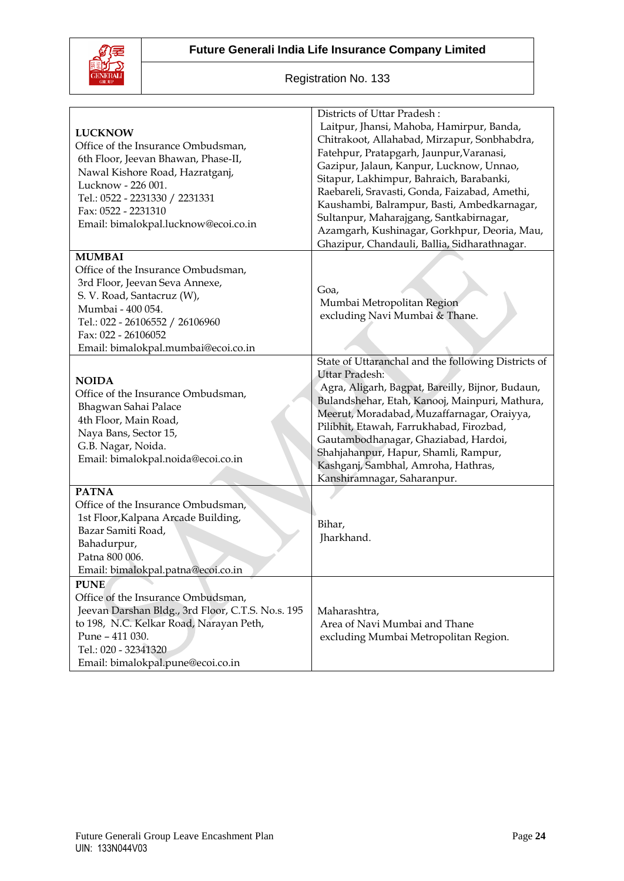| | |
|---|---|
| **LUCKNOW**<br>Office of the Insurance Ombudsman,<br>6th Floor, Jeevan Bhawan, Phase-II,<br>Nawal Kishore Road, Hazratganj,<br>Lucknow - 226 001.<br>Tel.: 0522 - 2231330 / 2231331<br>Fax: 0522 - 2231310<br>Email: bimalokpal.lucknow@ecoi.co.in | Districts of Uttar Pradesh :<br>Laitpur, Jhansi, Mahoba, Hamirpur, Banda, Chitrakoot, Allahabad, Mirzapur, Sonbhabdra, Fatehpur, Pratapgarh, Jaunpur,Varanasi, Gazipur, Jalaun, Kanpur, Lucknow, Unnao, Sitapur, Lakhimpur, Bahraich, Barabanki, Raebareli, Sravasti, Gonda, Faizabad, Amethi, Kaushambi, Balrampur, Basti, Ambedkarnagar, Sultanpur, Maharajgang, Santkabirnagar, Azamgarh, Kushinagar, Gorkhpur, Deoria, Mau, Ghazipur, Chandauli, Ballia, Sidharathnagar. |
| **MUMBAI**<br>Office of the Insurance Ombudsman,<br>3rd Floor, Jeevan Seva Annexe,<br>S. V. Road, Santacruz (W),<br>Mumbai - 400 054.<br>Tel.: 022 - 26106552 / 26106960<br>Fax: 022 - 26106052<br>Email: bimalokpal.mumbai@ecoi.co.in | Goa,<br>Mumbai Metropolitan Region excluding Navi Mumbai & Thane. |
| **NOIDA**<br>Office of the Insurance Ombudsman,<br>Bhagwan Sahai Palace<br>4th Floor, Main Road,<br>Naya Bans, Sector 15,<br>G.B. Nagar, Noida.<br>Email: bimalokpal.noida@ecoi.co.in | State of Uttaranchal and the following Districts of Uttar Pradesh:<br>Agra, Aligarh, Bagpat, Bareilly, Bijnor, Budaun, Bulandshehar, Etah, Kanooj, Mainpuri, Mathura, Meerut, Moradabad, Muzaffarnagar, Oraiyya, Pilibhit, Etawah, Farrukhabad, Firozbad, Gautambodhanagar, Ghaziabad, Hardoi, Shahjahanpur, Hapur, Shamli, Rampur, Kashganj, Sambhal, Amroha, Hathras, Kanshiramnagar, Saharanpur. |
| **PATNA**<br>Office of the Insurance Ombudsman,<br>1st Floor,Kalpana Arcade Building,<br>Bazar Samiti Road,<br>Bahadurpur,<br>Patna 800 006.<br>Email: bimalokpal.patna@ecoi.co.in | Bihar,<br>Jharkhand. |
| **PUNE**<br>Office of the Insurance Ombudsman,<br>Jeevan Darshan Bldg., 3rd Floor, C.T.S. No.s. 195 to 198, N.C. Kelkar Road, Narayan Peth,<br>Pune – 411 030.<br>Tel.: 020 - 32341320<br>Email: bimalokpal.pune@ecoi.co.in | Maharashtra,<br>Area of Navi Mumbai and Thane excluding Mumbai Metropolitan Region. |